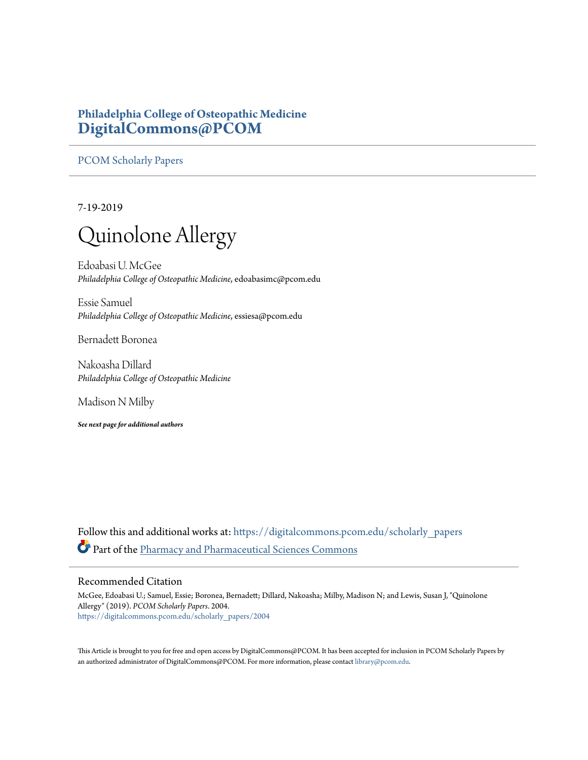**Philadelphia College of Osteopathic Medicine**
**DigitalCommons@PCOM**

PCOM Scholarly Papers

7-19-2019

# Quinolone Allergy

Edoabasi U. McGee
*Philadelphia College of Osteopathic Medicine*, edoabasimc@pcom.edu

Essie Samuel
*Philadelphia College of Osteopathic Medicine*, essiesa@pcom.edu

Bernadett Boronea

Nakoasha Dillard
*Philadelphia College of Osteopathic Medicine*

Madison N Milby

***See next page for additional authors***

Follow this and additional works at: https://digitalcommons.pcom.edu/scholarly_papers

Part of the Pharmacy and Pharmaceutical Sciences Commons

## Recommended Citation

McGee, Edoabasi U.; Samuel, Essie; Boronea, Bernadett; Dillard, Nakoasha; Milby, Madison N; and Lewis, Susan J, "Quinolone Allergy" (2019). *PCOM Scholarly Papers*. 2004.
https://digitalcommons.pcom.edu/scholarly_papers/2004

This Article is brought to you for free and open access by DigitalCommons@PCOM. It has been accepted for inclusion in PCOM Scholarly Papers by an authorized administrator of DigitalCommons@PCOM. For more information, please contact library@pcom.edu.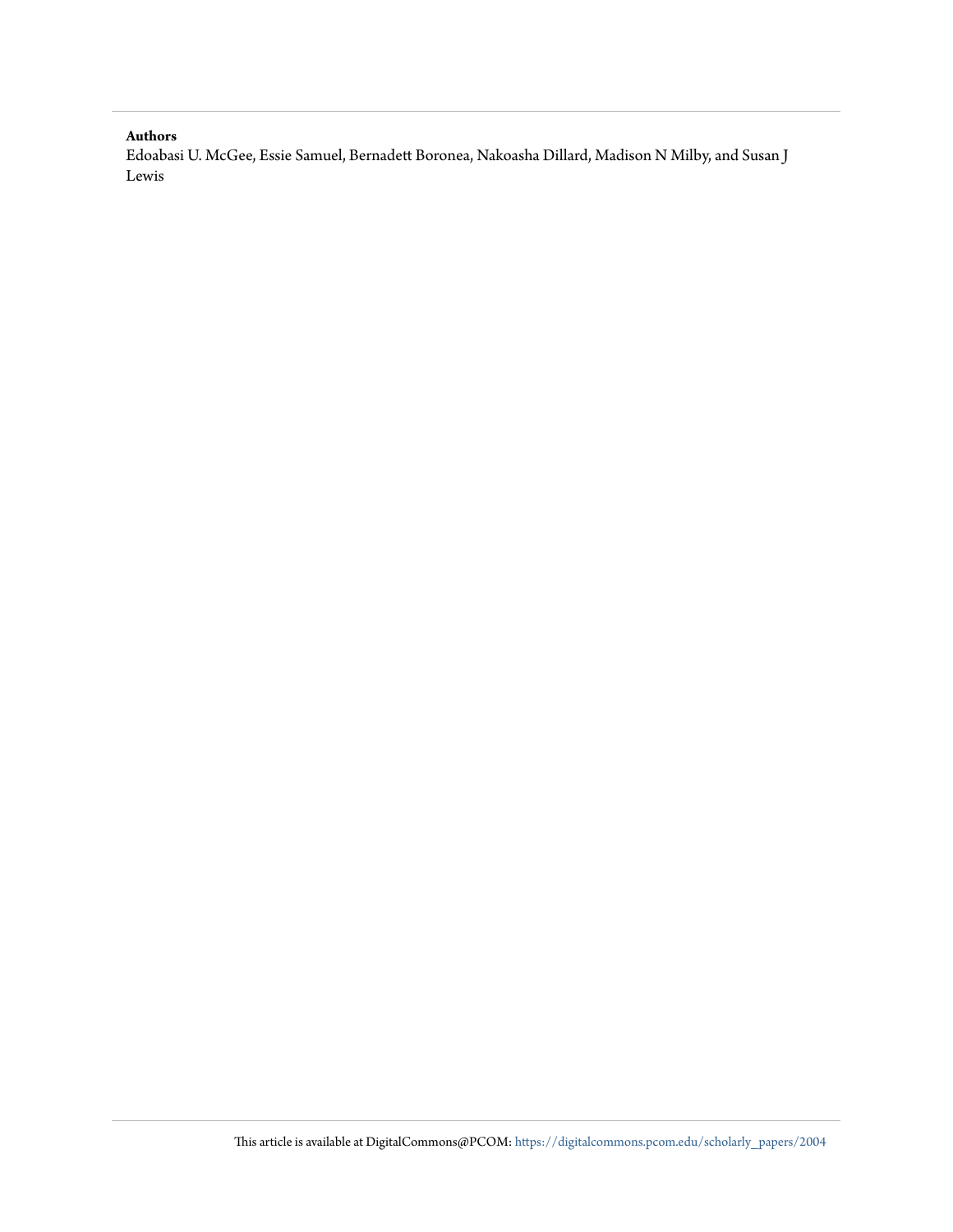**Authors**

Edoabasi U. McGee, Essie Samuel, Bernadett Boronea, Nakoasha Dillard, Madison N Milby, and Susan J Lewis

This article is available at DigitalCommons@PCOM: https://digitalcommons.pcom.edu/scholarly_papers/2004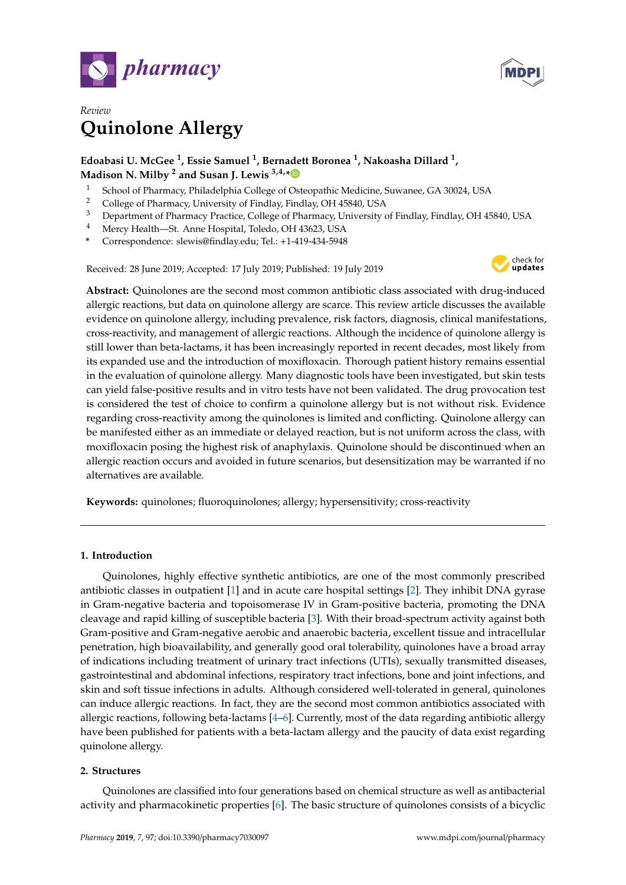Review

# Quinolone Allergy

**Edoabasi U. McGee [1], Essie Samuel [1], Bernadett Boronea [1], Nakoasha Dillard [1], Madison N. Milby [2] and Susan J. Lewis [3,4,*]**

1. School of Pharmacy, Philadelphia College of Osteopathic Medicine, Suwanee, GA 30024, USA
2. College of Pharmacy, University of Findlay, Findlay, OH 45840, USA
3. Department of Pharmacy Practice, College of Pharmacy, University of Findlay, Findlay, OH 45840, USA
4. Mercy Health—St. Anne Hospital, Toledo, OH 43623, USA

\* Correspondence: slewis@findlay.edu; Tel.: +1-419-434-5948

Received: 28 June 2019; Accepted: 17 July 2019; Published: 19 July 2019

**Abstract:** Quinolones are the second most common antibiotic class associated with drug-induced allergic reactions, but data on quinolone allergy are scarce. This review article discusses the available evidence on quinolone allergy, including prevalence, risk factors, diagnosis, clinical manifestations, cross-reactivity, and management of allergic reactions. Although the incidence of quinolone allergy is still lower than beta-lactams, it has been increasingly reported in recent decades, most likely from its expanded use and the introduction of moxifloxacin. Thorough patient history remains essential in the evaluation of quinolone allergy. Many diagnostic tools have been investigated, but skin tests can yield false-positive results and in vitro tests have not been validated. The drug provocation test is considered the test of choice to confirm a quinolone allergy but is not without risk. Evidence regarding cross-reactivity among the quinolones is limited and conflicting. Quinolone allergy can be manifested either as an immediate or delayed reaction, but is not uniform across the class, with moxifloxacin posing the highest risk of anaphylaxis. Quinolone should be discontinued when an allergic reaction occurs and avoided in future scenarios, but desensitization may be warranted if no alternatives are available.

**Keywords:** quinolones; fluoroquinolones; allergy; hypersensitivity; cross-reactivity

## 1. Introduction

Quinolones, highly effective synthetic antibiotics, are one of the most commonly prescribed antibiotic classes in outpatient [1] and in acute care hospital settings [2]. They inhibit DNA gyrase in Gram-negative bacteria and topoisomerase IV in Gram-positive bacteria, promoting the DNA cleavage and rapid killing of susceptible bacteria [3]. With their broad-spectrum activity against both Gram-positive and Gram-negative aerobic and anaerobic bacteria, excellent tissue and intracellular penetration, high bioavailability, and generally good oral tolerability, quinolones have a broad array of indications including treatment of urinary tract infections (UTIs), sexually transmitted diseases, gastrointestinal and abdominal infections, respiratory tract infections, bone and joint infections, and skin and soft tissue infections in adults. Although considered well-tolerated in general, quinolones can induce allergic reactions. In fact, they are the second most common antibiotics associated with allergic reactions, following beta-lactams [4–6]. Currently, most of the data regarding antibiotic allergy have been published for patients with a beta-lactam allergy and the paucity of data exist regarding quinolone allergy.

## 2. Structures

Quinolones are classified into four generations based on chemical structure as well as antibacterial activity and pharmacokinetic properties [6]. The basic structure of quinolones consists of a bicyclic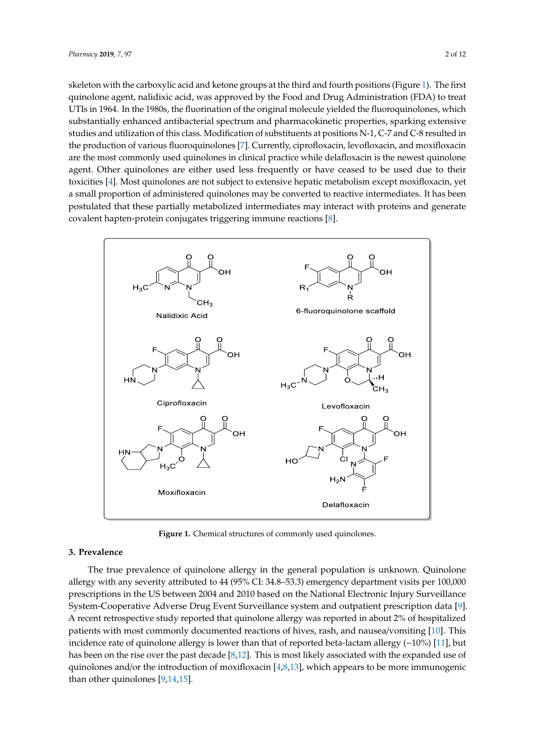skeleton with the carboxylic acid and ketone groups at the third and fourth positions (Figure 1). The first quinolone agent, nalidixic acid, was approved by the Food and Drug Administration (FDA) to treat UTIs in 1964. In the 1980s, the fluorination of the original molecule yielded the fluoroquinolones, which substantially enhanced antibacterial spectrum and pharmacokinetic properties, sparking extensive studies and utilization of this class. Modification of substituents at positions N-1, C-7 and C-8 resulted in the production of various fluoroquinolones [7]. Currently, ciprofloxacin, levofloxacin, and moxifloxacin are the most commonly used quinolones in clinical practice while delafloxacin is the newest quinolone agent. Other quinolones are either used less frequently or have ceased to be used due to their toxicities [4]. Most quinolones are not subject to extensive hepatic metabolism except moxifloxacin, yet a small proportion of administered quinolones may be converted to reactive intermediates. It has been postulated that these partially metabolized intermediates may interact with proteins and generate covalent hapten-protein conjugates triggering immune reactions [8].

**Figure 1.** Chemical structures of commonly used quinolones.

## 3. Prevalence

The true prevalence of quinolone allergy in the general population is unknown. Quinolone allergy with any severity attributed to 44 (95% CI: 34.8–53.3) emergency department visits per 100,000 prescriptions in the US between 2004 and 2010 based on the National Electronic Injury Surveillance System-Cooperative Adverse Drug Event Surveillance system and outpatient prescription data [9]. A recent retrospective study reported that quinolone allergy was reported in about 2% of hospitalized patients with most commonly documented reactions of hives, rash, and nausea/vomiting [10]. This incidence rate of quinolone allergy is lower than that of reported beta-lactam allergy (~10%) [11], but has been on the rise over the past decade [8,12]. This is most likely associated with the expanded use of quinolones and/or the introduction of moxifloxacin [4,8,13], which appears to be more immunogenic than other quinolones [9,14,15].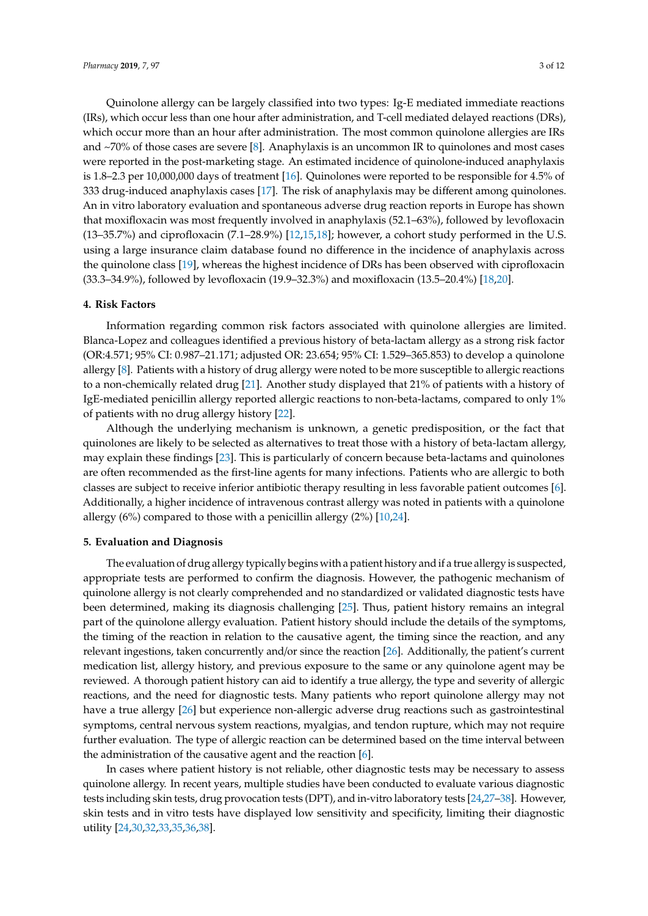Quinolone allergy can be largely classified into two types: Ig-E mediated immediate reactions (IRs), which occur less than one hour after administration, and T-cell mediated delayed reactions (DRs), which occur more than an hour after administration. The most common quinolone allergies are IRs and ~70% of those cases are severe [8]. Anaphylaxis is an uncommon IR to quinolones and most cases were reported in the post-marketing stage. An estimated incidence of quinolone-induced anaphylaxis is 1.8–2.3 per 10,000,000 days of treatment [16]. Quinolones were reported to be responsible for 4.5% of 333 drug-induced anaphylaxis cases [17]. The risk of anaphylaxis may be different among quinolones. An in vitro laboratory evaluation and spontaneous adverse drug reaction reports in Europe has shown that moxifloxacin was most frequently involved in anaphylaxis (52.1–63%), followed by levofloxacin (13–35.7%) and ciprofloxacin (7.1–28.9%) [12,15,18]; however, a cohort study performed in the U.S. using a large insurance claim database found no difference in the incidence of anaphylaxis across the quinolone class [19], whereas the highest incidence of DRs has been observed with ciprofloxacin (33.3–34.9%), followed by levofloxacin (19.9–32.3%) and moxifloxacin (13.5–20.4%) [18,20].

## 4. Risk Factors

Information regarding common risk factors associated with quinolone allergies are limited. Blanca-Lopez and colleagues identified a previous history of beta-lactam allergy as a strong risk factor (OR:4.571; 95% CI: 0.987–21.171; adjusted OR: 23.654; 95% CI: 1.529–365.853) to develop a quinolone allergy [8]. Patients with a history of drug allergy were noted to be more susceptible to allergic reactions to a non-chemically related drug [21]. Another study displayed that 21% of patients with a history of IgE-mediated penicillin allergy reported allergic reactions to non-beta-lactams, compared to only 1% of patients with no drug allergy history [22].

Although the underlying mechanism is unknown, a genetic predisposition, or the fact that quinolones are likely to be selected as alternatives to treat those with a history of beta-lactam allergy, may explain these findings [23]. This is particularly of concern because beta-lactams and quinolones are often recommended as the first-line agents for many infections. Patients who are allergic to both classes are subject to receive inferior antibiotic therapy resulting in less favorable patient outcomes [6]. Additionally, a higher incidence of intravenous contrast allergy was noted in patients with a quinolone allergy (6%) compared to those with a penicillin allergy (2%) [10,24].

## 5. Evaluation and Diagnosis

The evaluation of drug allergy typically begins with a patient history and if a true allergy is suspected, appropriate tests are performed to confirm the diagnosis. However, the pathogenic mechanism of quinolone allergy is not clearly comprehended and no standardized or validated diagnostic tests have been determined, making its diagnosis challenging [25]. Thus, patient history remains an integral part of the quinolone allergy evaluation. Patient history should include the details of the symptoms, the timing of the reaction in relation to the causative agent, the timing since the reaction, and any relevant ingestions, taken concurrently and/or since the reaction [26]. Additionally, the patient's current medication list, allergy history, and previous exposure to the same or any quinolone agent may be reviewed. A thorough patient history can aid to identify a true allergy, the type and severity of allergic reactions, and the need for diagnostic tests. Many patients who report quinolone allergy may not have a true allergy [26] but experience non-allergic adverse drug reactions such as gastrointestinal symptoms, central nervous system reactions, myalgias, and tendon rupture, which may not require further evaluation. The type of allergic reaction can be determined based on the time interval between the administration of the causative agent and the reaction [6].

In cases where patient history is not reliable, other diagnostic tests may be necessary to assess quinolone allergy. In recent years, multiple studies have been conducted to evaluate various diagnostic tests including skin tests, drug provocation tests (DPT), and in-vitro laboratory tests [24,27–38]. However, skin tests and in vitro tests have displayed low sensitivity and specificity, limiting their diagnostic utility [24,30,32,33,35,36,38].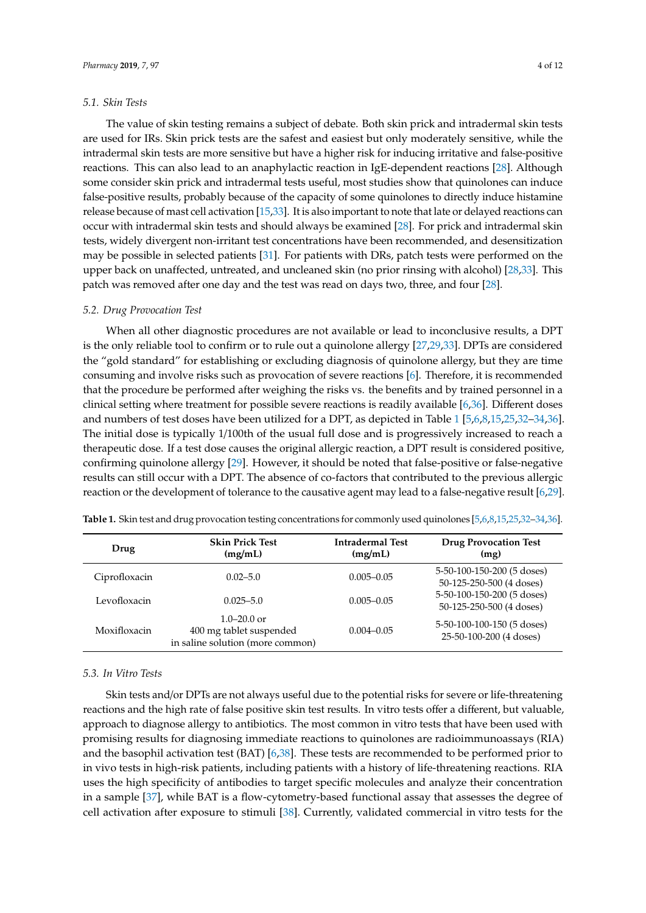### 5.1. Skin Tests

The value of skin testing remains a subject of debate. Both skin prick and intradermal skin tests are used for IRs. Skin prick tests are the safest and easiest but only moderately sensitive, while the intradermal skin tests are more sensitive but have a higher risk for inducing irritative and false-positive reactions. This can also lead to an anaphylactic reaction in IgE-dependent reactions [28]. Although some consider skin prick and intradermal tests useful, most studies show that quinolones can induce false-positive results, probably because of the capacity of some quinolones to directly induce histamine release because of mast cell activation [15,33]. It is also important to note that late or delayed reactions can occur with intradermal skin tests and should always be examined [28]. For prick and intradermal skin tests, widely divergent non-irritant test concentrations have been recommended, and desensitization may be possible in selected patients [31]. For patients with DRs, patch tests were performed on the upper back on unaffected, untreated, and uncleaned skin (no prior rinsing with alcohol) [28,33]. This patch was removed after one day and the test was read on days two, three, and four [28].

### 5.2. Drug Provocation Test

When all other diagnostic procedures are not available or lead to inconclusive results, a DPT is the only reliable tool to confirm or to rule out a quinolone allergy [27,29,33]. DPTs are considered the "gold standard" for establishing or excluding diagnosis of quinolone allergy, but they are time consuming and involve risks such as provocation of severe reactions [6]. Therefore, it is recommended that the procedure be performed after weighing the risks vs. the benefits and by trained personnel in a clinical setting where treatment for possible severe reactions is readily available [6,36]. Different doses and numbers of test doses have been utilized for a DPT, as depicted in Table 1 [5,6,8,15,25,32–34,36]. The initial dose is typically 1/100th of the usual full dose and is progressively increased to reach a therapeutic dose. If a test dose causes the original allergic reaction, a DPT result is considered positive, confirming quinolone allergy [29]. However, it should be noted that false-positive or false-negative results can still occur with a DPT. The absence of co-factors that contributed to the previous allergic reaction or the development of tolerance to the causative agent may lead to a false-negative result [6,29].

**Table 1.** Skin test and drug provocation testing concentrations for commonly used quinolones [5,6,8,15,25,32–34,36].

| Drug | Skin Prick Test (mg/mL) | Intradermal Test (mg/mL) | Drug Provocation Test (mg) |
|---|---|---|---|
| Ciprofloxacin | 0.02–5.0 | 0.005–0.05 | 5-50-100-150-200 (5 doses)<br>50-125-250-500 (4 doses) |
| Levofloxacin | 0.025–5.0 | 0.005–0.05 | 5-50-100-150-200 (5 doses)<br>50-125-250-500 (4 doses) |
| Moxifloxacin | 1.0–20.0 or<br>400 mg tablet suspended in saline solution (more common) | 0.004–0.05 | 5-50-100-100-150 (5 doses)<br>25-50-100-200 (4 doses) |

### 5.3. In Vitro Tests

Skin tests and/or DPTs are not always useful due to the potential risks for severe or life-threatening reactions and the high rate of false positive skin test results. In vitro tests offer a different, but valuable, approach to diagnose allergy to antibiotics. The most common in vitro tests that have been used with promising results for diagnosing immediate reactions to quinolones are radioimmunoassays (RIA) and the basophil activation test (BAT) [6,38]. These tests are recommended to be performed prior to in vivo tests in high-risk patients, including patients with a history of life-threatening reactions. RIA uses the high specificity of antibodies to target specific molecules and analyze their concentration in a sample [37], while BAT is a flow-cytometry-based functional assay that assesses the degree of cell activation after exposure to stimuli [38]. Currently, validated commercial in vitro tests for the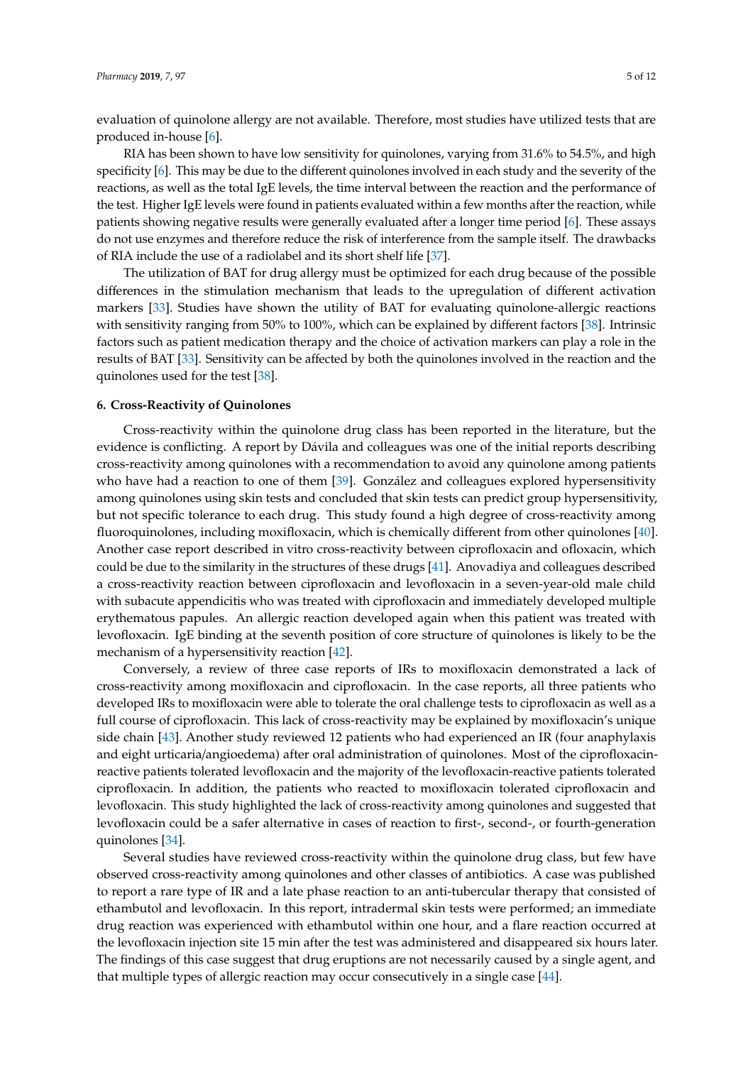evaluation of quinolone allergy are not available. Therefore, most studies have utilized tests that are produced in-house [6].

RIA has been shown to have low sensitivity for quinolones, varying from 31.6% to 54.5%, and high specificity [6]. This may be due to the different quinolones involved in each study and the severity of the reactions, as well as the total IgE levels, the time interval between the reaction and the performance of the test. Higher IgE levels were found in patients evaluated within a few months after the reaction, while patients showing negative results were generally evaluated after a longer time period [6]. These assays do not use enzymes and therefore reduce the risk of interference from the sample itself. The drawbacks of RIA include the use of a radiolabel and its short shelf life [37].

The utilization of BAT for drug allergy must be optimized for each drug because of the possible differences in the stimulation mechanism that leads to the upregulation of different activation markers [33]. Studies have shown the utility of BAT for evaluating quinolone-allergic reactions with sensitivity ranging from 50% to 100%, which can be explained by different factors [38]. Intrinsic factors such as patient medication therapy and the choice of activation markers can play a role in the results of BAT [33]. Sensitivity can be affected by both the quinolones involved in the reaction and the quinolones used for the test [38].

## 6. Cross-Reactivity of Quinolones

Cross-reactivity within the quinolone drug class has been reported in the literature, but the evidence is conflicting. A report by Dávila and colleagues was one of the initial reports describing cross-reactivity among quinolones with a recommendation to avoid any quinolone among patients who have had a reaction to one of them [39]. González and colleagues explored hypersensitivity among quinolones using skin tests and concluded that skin tests can predict group hypersensitivity, but not specific tolerance to each drug. This study found a high degree of cross-reactivity among fluoroquinolones, including moxifloxacin, which is chemically different from other quinolones [40]. Another case report described in vitro cross-reactivity between ciprofloxacin and ofloxacin, which could be due to the similarity in the structures of these drugs [41]. Anovadiya and colleagues described a cross-reactivity reaction between ciprofloxacin and levofloxacin in a seven-year-old male child with subacute appendicitis who was treated with ciprofloxacin and immediately developed multiple erythematous papules. An allergic reaction developed again when this patient was treated with levofloxacin. IgE binding at the seventh position of core structure of quinolones is likely to be the mechanism of a hypersensitivity reaction [42].

Conversely, a review of three case reports of IRs to moxifloxacin demonstrated a lack of cross-reactivity among moxifloxacin and ciprofloxacin. In the case reports, all three patients who developed IRs to moxifloxacin were able to tolerate the oral challenge tests to ciprofloxacin as well as a full course of ciprofloxacin. This lack of cross-reactivity may be explained by moxifloxacin's unique side chain [43]. Another study reviewed 12 patients who had experienced an IR (four anaphylaxis and eight urticaria/angioedema) after oral administration of quinolones. Most of the ciprofloxacin-reactive patients tolerated levofloxacin and the majority of the levofloxacin-reactive patients tolerated ciprofloxacin. In addition, the patients who reacted to moxifloxacin tolerated ciprofloxacin and levofloxacin. This study highlighted the lack of cross-reactivity among quinolones and suggested that levofloxacin could be a safer alternative in cases of reaction to first-, second-, or fourth-generation quinolones [34].

Several studies have reviewed cross-reactivity within the quinolone drug class, but few have observed cross-reactivity among quinolones and other classes of antibiotics. A case was published to report a rare type of IR and a late phase reaction to an anti-tubercular therapy that consisted of ethambutol and levofloxacin. In this report, intradermal skin tests were performed; an immediate drug reaction was experienced with ethambutol within one hour, and a flare reaction occurred at the levofloxacin injection site 15 min after the test was administered and disappeared six hours later. The findings of this case suggest that drug eruptions are not necessarily caused by a single agent, and that multiple types of allergic reaction may occur consecutively in a single case [44].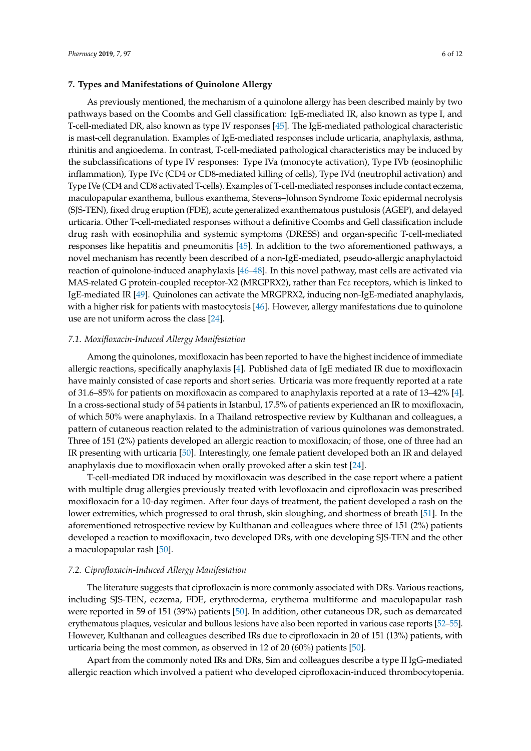## 7. Types and Manifestations of Quinolone Allergy

As previously mentioned, the mechanism of a quinolone allergy has been described mainly by two pathways based on the Coombs and Gell classification: IgE-mediated IR, also known as type I, and T-cell-mediated DR, also known as type IV responses [45]. The IgE-mediated pathological characteristic is mast-cell degranulation. Examples of IgE-mediated responses include urticaria, anaphylaxis, asthma, rhinitis and angioedema. In contrast, T-cell-mediated pathological characteristics may be induced by the subclassifications of type IV responses: Type IVa (monocyte activation), Type IVb (eosinophilic inflammation), Type IVc (CD4 or CD8-mediated killing of cells), Type IVd (neutrophil activation) and Type IVe (CD4 and CD8 activated T-cells). Examples of T-cell-mediated responses include contact eczema, maculopapular exanthema, bullous exanthema, Stevens–Johnson Syndrome Toxic epidermal necrolysis (SJS-TEN), fixed drug eruption (FDE), acute generalized exanthematous pustulosis (AGEP), and delayed urticaria. Other T-cell-mediated responses without a definitive Coombs and Gell classification include drug rash with eosinophilia and systemic symptoms (DRESS) and organ-specific T-cell-mediated responses like hepatitis and pneumonitis [45]. In addition to the two aforementioned pathways, a novel mechanism has recently been described of a non-IgE-mediated, pseudo-allergic anaphylactoid reaction of quinolone-induced anaphylaxis [46–48]. In this novel pathway, mast cells are activated via MAS-related G protein-coupled receptor-X2 (MRGPRX2), rather than Fcε receptors, which is linked to IgE-mediated IR [49]. Quinolones can activate the MRGPRX2, inducing non-IgE-mediated anaphylaxis, with a higher risk for patients with mastocytosis [46]. However, allergy manifestations due to quinolone use are not uniform across the class [24].

### 7.1. Moxifloxacin-Induced Allergy Manifestation

Among the quinolones, moxifloxacin has been reported to have the highest incidence of immediate allergic reactions, specifically anaphylaxis [4]. Published data of IgE mediated IR due to moxifloxacin have mainly consisted of case reports and short series. Urticaria was more frequently reported at a rate of 31.6–85% for patients on moxifloxacin as compared to anaphylaxis reported at a rate of 13–42% [4]. In a cross-sectional study of 54 patients in Istanbul, 17.5% of patients experienced an IR to moxifloxacin, of which 50% were anaphylaxis. In a Thailand retrospective review by Kulthanan and colleagues, a pattern of cutaneous reaction related to the administration of various quinolones was demonstrated. Three of 151 (2%) patients developed an allergic reaction to moxifloxacin; of those, one of three had an IR presenting with urticaria [50]. Interestingly, one female patient developed both an IR and delayed anaphylaxis due to moxifloxacin when orally provoked after a skin test [24].

T-cell-mediated DR induced by moxifloxacin was described in the case report where a patient with multiple drug allergies previously treated with levofloxacin and ciprofloxacin was prescribed moxifloxacin for a 10-day regimen. After four days of treatment, the patient developed a rash on the lower extremities, which progressed to oral thrush, skin sloughing, and shortness of breath [51]. In the aforementioned retrospective review by Kulthanan and colleagues where three of 151 (2%) patients developed a reaction to moxifloxacin, two developed DRs, with one developing SJS-TEN and the other a maculopapular rash [50].

### 7.2. Ciprofloxacin-Induced Allergy Manifestation

The literature suggests that ciprofloxacin is more commonly associated with DRs. Various reactions, including SJS-TEN, eczema, FDE, erythroderma, erythema multiforme and maculopapular rash were reported in 59 of 151 (39%) patients [50]. In addition, other cutaneous DR, such as demarcated erythematous plaques, vesicular and bullous lesions have also been reported in various case reports [52–55]. However, Kulthanan and colleagues described IRs due to ciprofloxacin in 20 of 151 (13%) patients, with urticaria being the most common, as observed in 12 of 20 (60%) patients [50].

Apart from the commonly noted IRs and DRs, Sim and colleagues describe a type II IgG-mediated allergic reaction which involved a patient who developed ciprofloxacin-induced thrombocytopenia.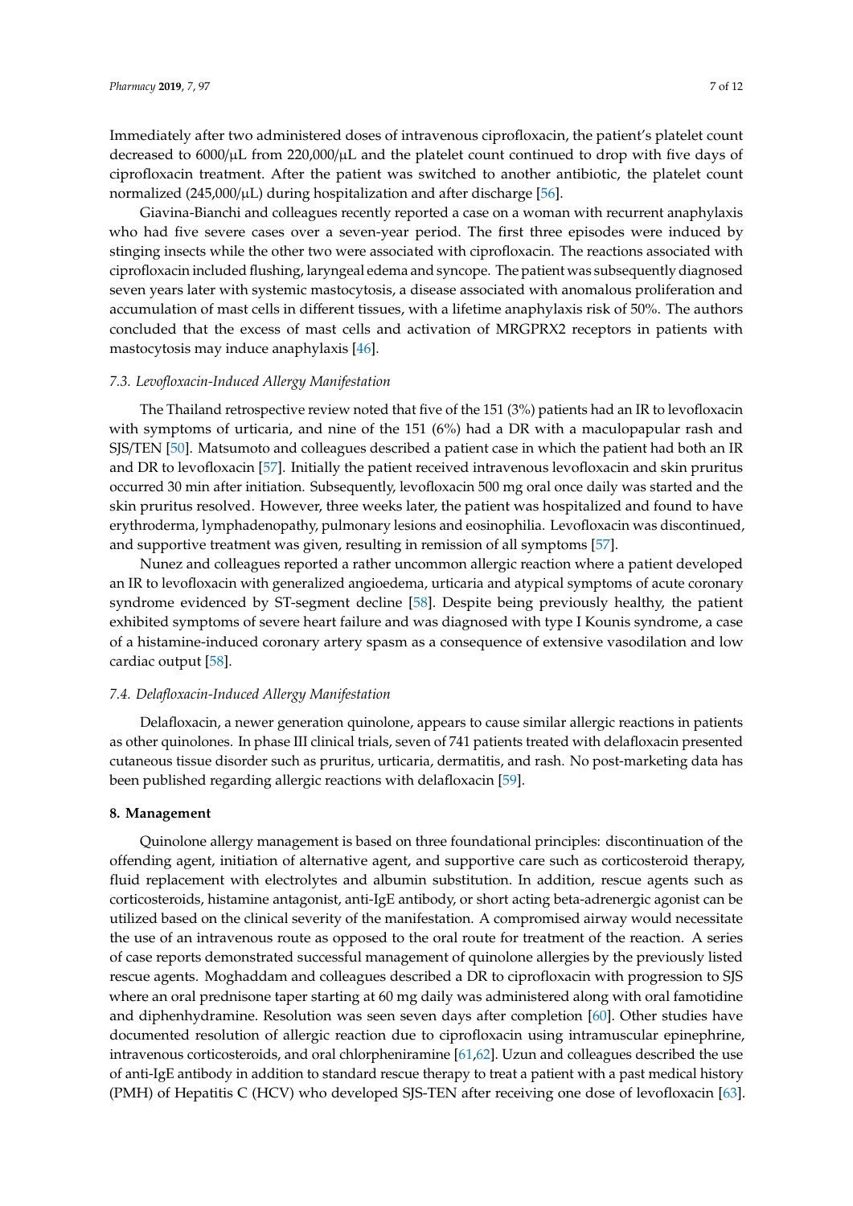Immediately after two administered doses of intravenous ciprofloxacin, the patient's platelet count decreased to 6000/μL from 220,000/μL and the platelet count continued to drop with five days of ciprofloxacin treatment. After the patient was switched to another antibiotic, the platelet count normalized (245,000/μL) during hospitalization and after discharge [56].

Giavina-Bianchi and colleagues recently reported a case on a woman with recurrent anaphylaxis who had five severe cases over a seven-year period. The first three episodes were induced by stinging insects while the other two were associated with ciprofloxacin. The reactions associated with ciprofloxacin included flushing, laryngeal edema and syncope. The patient was subsequently diagnosed seven years later with systemic mastocytosis, a disease associated with anomalous proliferation and accumulation of mast cells in different tissues, with a lifetime anaphylaxis risk of 50%. The authors concluded that the excess of mast cells and activation of MRGPRX2 receptors in patients with mastocytosis may induce anaphylaxis [46].

### *7.3. Levofloxacin-Induced Allergy Manifestation*

The Thailand retrospective review noted that five of the 151 (3%) patients had an IR to levofloxacin with symptoms of urticaria, and nine of the 151 (6%) had a DR with a maculopapular rash and SJS/TEN [50]. Matsumoto and colleagues described a patient case in which the patient had both an IR and DR to levofloxacin [57]. Initially the patient received intravenous levofloxacin and skin pruritus occurred 30 min after initiation. Subsequently, levofloxacin 500 mg oral once daily was started and the skin pruritus resolved. However, three weeks later, the patient was hospitalized and found to have erythroderma, lymphadenopathy, pulmonary lesions and eosinophilia. Levofloxacin was discontinued, and supportive treatment was given, resulting in remission of all symptoms [57].

Nunez and colleagues reported a rather uncommon allergic reaction where a patient developed an IR to levofloxacin with generalized angioedema, urticaria and atypical symptoms of acute coronary syndrome evidenced by ST-segment decline [58]. Despite being previously healthy, the patient exhibited symptoms of severe heart failure and was diagnosed with type I Kounis syndrome, a case of a histamine-induced coronary artery spasm as a consequence of extensive vasodilation and low cardiac output [58].

### *7.4. Delafloxacin-Induced Allergy Manifestation*

Delafloxacin, a newer generation quinolone, appears to cause similar allergic reactions in patients as other quinolones. In phase III clinical trials, seven of 741 patients treated with delafloxacin presented cutaneous tissue disorder such as pruritus, urticaria, dermatitis, and rash. No post-marketing data has been published regarding allergic reactions with delafloxacin [59].

## **8. Management**

Quinolone allergy management is based on three foundational principles: discontinuation of the offending agent, initiation of alternative agent, and supportive care such as corticosteroid therapy, fluid replacement with electrolytes and albumin substitution. In addition, rescue agents such as corticosteroids, histamine antagonist, anti-IgE antibody, or short acting beta-adrenergic agonist can be utilized based on the clinical severity of the manifestation. A compromised airway would necessitate the use of an intravenous route as opposed to the oral route for treatment of the reaction. A series of case reports demonstrated successful management of quinolone allergies by the previously listed rescue agents. Moghaddam and colleagues described a DR to ciprofloxacin with progression to SJS where an oral prednisone taper starting at 60 mg daily was administered along with oral famotidine and diphenhydramine. Resolution was seen seven days after completion [60]. Other studies have documented resolution of allergic reaction due to ciprofloxacin using intramuscular epinephrine, intravenous corticosteroids, and oral chlorpheniramine [61,62]. Uzun and colleagues described the use of anti-IgE antibody in addition to standard rescue therapy to treat a patient with a past medical history (PMH) of Hepatitis C (HCV) who developed SJS-TEN after receiving one dose of levofloxacin [63].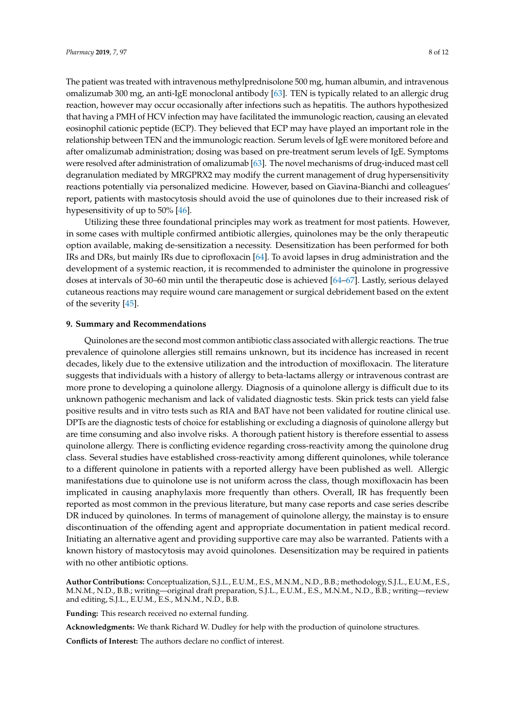The patient was treated with intravenous methylprednisolone 500 mg, human albumin, and intravenous omalizumab 300 mg, an anti-IgE monoclonal antibody [63]. TEN is typically related to an allergic drug reaction, however may occur occasionally after infections such as hepatitis. The authors hypothesized that having a PMH of HCV infection may have facilitated the immunologic reaction, causing an elevated eosinophil cationic peptide (ECP). They believed that ECP may have played an important role in the relationship between TEN and the immunologic reaction. Serum levels of IgE were monitored before and after omalizumab administration; dosing was based on pre-treatment serum levels of IgE. Symptoms were resolved after administration of omalizumab [63]. The novel mechanisms of drug-induced mast cell degranulation mediated by MRGPRX2 may modify the current management of drug hypersensitivity reactions potentially via personalized medicine. However, based on Giavina-Bianchi and colleagues' report, patients with mastocytosis should avoid the use of quinolones due to their increased risk of hypesensitivity of up to 50% [46].

Utilizing these three foundational principles may work as treatment for most patients. However, in some cases with multiple confirmed antibiotic allergies, quinolones may be the only therapeutic option available, making de-sensitization a necessity. Desensitization has been performed for both IRs and DRs, but mainly IRs due to ciprofloxacin [64]. To avoid lapses in drug administration and the development of a systemic reaction, it is recommended to administer the quinolone in progressive doses at intervals of 30–60 min until the therapeutic dose is achieved [64–67]. Lastly, serious delayed cutaneous reactions may require wound care management or surgical debridement based on the extent of the severity [45].

## 9. Summary and Recommendations

Quinolones are the second most common antibiotic class associated with allergic reactions. The true prevalence of quinolone allergies still remains unknown, but its incidence has increased in recent decades, likely due to the extensive utilization and the introduction of moxifloxacin. The literature suggests that individuals with a history of allergy to beta-lactams allergy or intravenous contrast are more prone to developing a quinolone allergy. Diagnosis of a quinolone allergy is difficult due to its unknown pathogenic mechanism and lack of validated diagnostic tests. Skin prick tests can yield false positive results and in vitro tests such as RIA and BAT have not been validated for routine clinical use. DPTs are the diagnostic tests of choice for establishing or excluding a diagnosis of quinolone allergy but are time consuming and also involve risks. A thorough patient history is therefore essential to assess quinolone allergy. There is conflicting evidence regarding cross-reactivity among the quinolone drug class. Several studies have established cross-reactivity among different quinolones, while tolerance to a different quinolone in patients with a reported allergy have been published as well. Allergic manifestations due to quinolone use is not uniform across the class, though moxifloxacin has been implicated in causing anaphylaxis more frequently than others. Overall, IR has frequently been reported as most common in the previous literature, but many case reports and case series describe DR induced by quinolones. In terms of management of quinolone allergy, the mainstay is to ensure discontinuation of the offending agent and appropriate documentation in patient medical record. Initiating an alternative agent and providing supportive care may also be warranted. Patients with a known history of mastocytosis may avoid quinolones. Desensitization may be required in patients with no other antibiotic options.

**Author Contributions:** Conceptualization, S.J.L., E.U.M., E.S., M.N.M., N.D., B.B.; methodology, S.J.L., E.U.M., E.S., M.N.M., N.D., B.B.; writing—original draft preparation, S.J.L., E.U.M., E.S., M.N.M., N.D., B.B.; writing—review and editing, S.J.L., E.U.M., E.S., M.N.M., N.D., B.B.

**Funding:** This research received no external funding.

**Acknowledgments:** We thank Richard W. Dudley for help with the production of quinolone structures.

**Conflicts of Interest:** The authors declare no conflict of interest.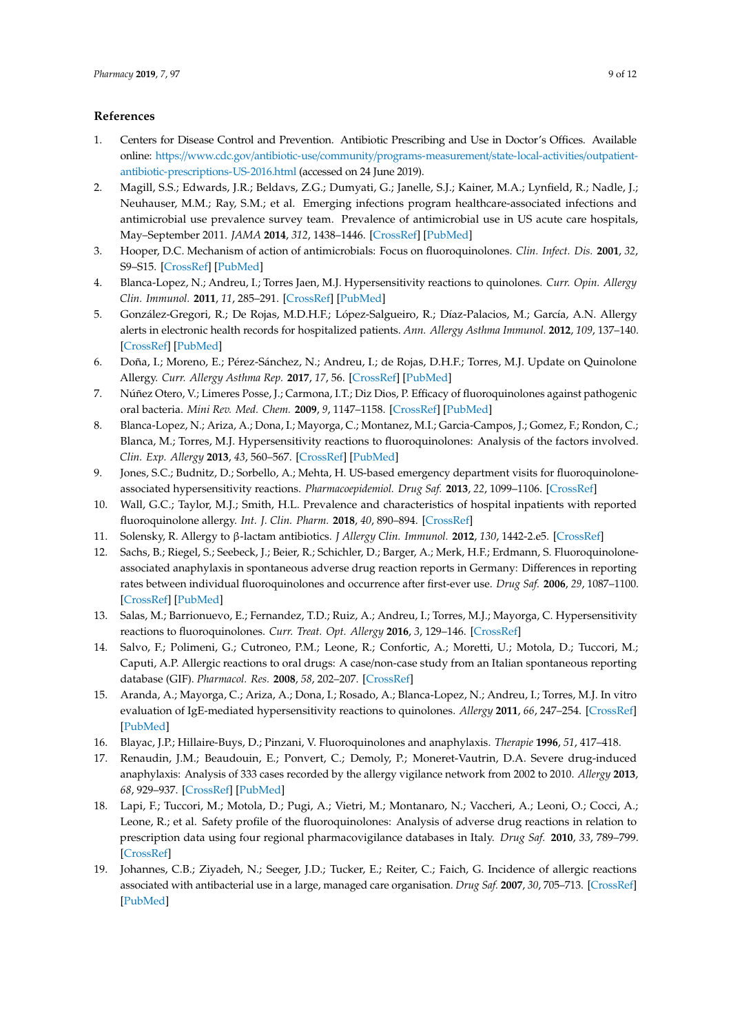## References

1. Centers for Disease Control and Prevention. Antibiotic Prescribing and Use in Doctor's Offices. Available online: https://www.cdc.gov/antibiotic-use/community/programs-measurement/state-local-activities/outpatient-antibiotic-prescriptions-US-2016.html (accessed on 24 June 2019).
2. Magill, S.S.; Edwards, J.R.; Beldavs, Z.G.; Dumyati, G.; Janelle, S.J.; Kainer, M.A.; Lynfield, R.; Nadle, J.; Neuhauser, M.M.; Ray, S.M.; et al. Emerging infections program healthcare-associated infections and antimicrobial use prevalence survey team. Prevalence of antimicrobial use in US acute care hospitals, May–September 2011. *JAMA* **2014**, *312*, 1438–1446. [CrossRef] [PubMed]
3. Hooper, D.C. Mechanism of action of antimicrobials: Focus on fluoroquinolones. *Clin. Infect. Dis.* **2001**, *32*, S9–S15. [CrossRef] [PubMed]
4. Blanca-Lopez, N.; Andreu, I.; Torres Jaen, M.J. Hypersensitivity reactions to quinolones. *Curr. Opin. Allergy Clin. Immunol.* **2011**, *11*, 285–291. [CrossRef] [PubMed]
5. González-Gregori, R.; De Rojas, M.D.H.F.; López-Salgueiro, R.; Díaz-Palacios, M.; García, A.N. Allergy alerts in electronic health records for hospitalized patients. *Ann. Allergy Asthma Immunol.* **2012**, *109*, 137–140. [CrossRef] [PubMed]
6. Doña, I.; Moreno, E.; Pérez-Sánchez, N.; Andreu, I.; de Rojas, D.H.F.; Torres, M.J. Update on Quinolone Allergy. *Curr. Allergy Asthma Rep.* **2017**, *17*, 56. [CrossRef] [PubMed]
7. Núñez Otero, V.; Limeres Posse, J.; Carmona, I.T.; Diz Dios, P. Efficacy of fluoroquinolones against pathogenic oral bacteria. *Mini Rev. Med. Chem.* **2009**, *9*, 1147–1158. [CrossRef] [PubMed]
8. Blanca-Lopez, N.; Ariza, A.; Dona, I.; Mayorga, C.; Montanez, M.I.; Garcia-Campos, J.; Gomez, F.; Rondon, C.; Blanca, M.; Torres, M.J. Hypersensitivity reactions to fluoroquinolones: Analysis of the factors involved. *Clin. Exp. Allergy* **2013**, *43*, 560–567. [CrossRef] [PubMed]
9. Jones, S.C.; Budnitz, D.; Sorbello, A.; Mehta, H. US-based emergency department visits for fluoroquinolone-associated hypersensitivity reactions. *Pharmacoepidemiol. Drug Saf.* **2013**, *22*, 1099–1106. [CrossRef]
10. Wall, G.C.; Taylor, M.J.; Smith, H.L. Prevalence and characteristics of hospital inpatients with reported fluoroquinolone allergy. *Int. J. Clin. Pharm.* **2018**, *40*, 890–894. [CrossRef]
11. Solensky, R. Allergy to β-lactam antibiotics. *J Allergy Clin. Immunol.* **2012**, *130*, 1442-2.e5. [CrossRef]
12. Sachs, B.; Riegel, S.; Seebeck, J.; Beier, R.; Schichler, D.; Barger, A.; Merk, H.F.; Erdmann, S. Fluoroquinolone-associated anaphylaxis in spontaneous adverse drug reaction reports in Germany: Differences in reporting rates between individual fluoroquinolones and occurrence after first-ever use. *Drug Saf.* **2006**, *29*, 1087–1100. [CrossRef] [PubMed]
13. Salas, M.; Barrionuevo, E.; Fernandez, T.D.; Ruiz, A.; Andreu, I.; Torres, M.J.; Mayorga, C. Hypersensitivity reactions to fluoroquinolones. *Curr. Treat. Opt. Allergy* **2016**, *3*, 129–146. [CrossRef]
14. Salvo, F.; Polimeni, G.; Cutroneo, P.M.; Leone, R.; Confortic, A.; Moretti, U.; Motola, D.; Tuccori, M.; Caputi, A.P. Allergic reactions to oral drugs: A case/non-case study from an Italian spontaneous reporting database (GIF). *Pharmacol. Res.* **2008**, *58*, 202–207. [CrossRef]
15. Aranda, A.; Mayorga, C.; Ariza, A.; Dona, I.; Rosado, A.; Blanca-Lopez, N.; Andreu, I.; Torres, M.J. In vitro evaluation of IgE-mediated hypersensitivity reactions to quinolones. *Allergy* **2011**, *66*, 247–254. [CrossRef] [PubMed]
16. Blayac, J.P.; Hillaire-Buys, D.; Pinzani, V. Fluoroquinolones and anaphylaxis. *Therapie* **1996**, *51*, 417–418.
17. Renaudin, J.M.; Beaudouin, E.; Ponvert, C.; Demoly, P.; Moneret-Vautrin, D.A. Severe drug-induced anaphylaxis: Analysis of 333 cases recorded by the allergy vigilance network from 2002 to 2010. *Allergy* **2013**, *68*, 929–937. [CrossRef] [PubMed]
18. Lapi, F.; Tuccori, M.; Motola, D.; Pugi, A.; Vietri, M.; Montanaro, N.; Vaccheri, A.; Leoni, O.; Cocci, A.; Leone, R.; et al. Safety profile of the fluoroquinolones: Analysis of adverse drug reactions in relation to prescription data using four regional pharmacovigilance databases in Italy. *Drug Saf.* **2010**, *33*, 789–799. [CrossRef]
19. Johannes, C.B.; Ziyadeh, N.; Seeger, J.D.; Tucker, E.; Reiter, C.; Faich, G. Incidence of allergic reactions associated with antibacterial use in a large, managed care organisation. *Drug Saf.* **2007**, *30*, 705–713. [CrossRef] [PubMed]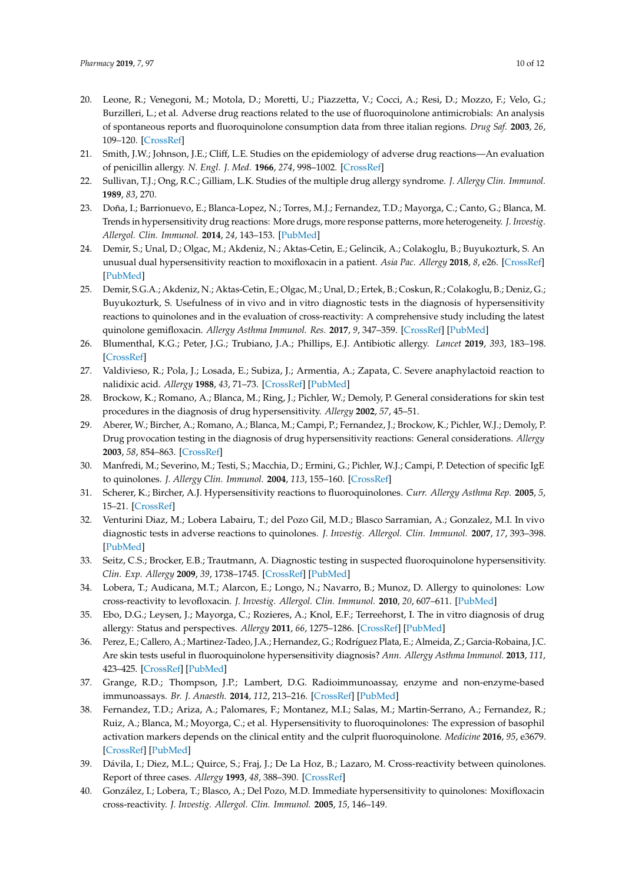20. Leone, R.; Venegoni, M.; Motola, D.; Moretti, U.; Piazzetta, V.; Cocci, A.; Resi, D.; Mozzo, F.; Velo, G.; Burzilleri, L.; et al. Adverse drug reactions related to the use of fluoroquinolone antimicrobials: An analysis of spontaneous reports and fluoroquinolone consumption data from three italian regions. *Drug Saf.* **2003**, *26*, 109–120. [CrossRef]
21. Smith, J.W.; Johnson, J.E.; Cliff, L.E. Studies on the epidemiology of adverse drug reactions—An evaluation of penicillin allergy. *N. Engl. J. Med.* **1966**, *274*, 998–1002. [CrossRef]
22. Sullivan, T.J.; Ong, R.C.; Gilliam, L.K. Studies of the multiple drug allergy syndrome. *J. Allergy Clin. Immunol.* **1989**, *83*, 270.
23. Doña, I.; Barrionuevo, E.; Blanca-Lopez, N.; Torres, M.J.; Fernandez, T.D.; Mayorga, C.; Canto, G.; Blanca, M. Trends in hypersensitivity drug reactions: More drugs, more response patterns, more heterogeneity. *J. Investig. Allergol. Clin. Immunol.* **2014**, *24*, 143–153. [PubMed]
24. Demir, S.; Unal, D.; Olgac, M.; Akdeniz, N.; Aktas-Cetin, E.; Gelincik, A.; Colakoglu, B.; Buyukozturk, S. An unusual dual hypersensitivity reaction to moxifloxacin in a patient. *Asia Pac. Allergy* **2018**, *8*, e26. [CrossRef] [PubMed]
25. Demir, S.G.A.; Akdeniz, N.; Aktas-Cetin, E.; Olgac, M.; Unal, D.; Ertek, B.; Coskun, R.; Colakoglu, B.; Deniz, G.; Buyukozturk, S. Usefulness of in vivo and in vitro diagnostic tests in the diagnosis of hypersensitivity reactions to quinolones and in the evaluation of cross-reactivity: A comprehensive study including the latest quinolone gemifloxacin. *Allergy Asthma Immunol. Res.* **2017**, *9*, 347–359. [CrossRef] [PubMed]
26. Blumenthal, K.G.; Peter, J.G.; Trubiano, J.A.; Phillips, E.J. Antibiotic allergy. *Lancet* **2019**, *393*, 183–198. [CrossRef]
27. Valdivieso, R.; Pola, J.; Losada, E.; Subiza, J.; Armentia, A.; Zapata, C. Severe anaphylactoid reaction to nalidixic acid. *Allergy* **1988**, *43*, 71–73. [CrossRef] [PubMed]
28. Brockow, K.; Romano, A.; Blanca, M.; Ring, J.; Pichler, W.; Demoly, P. General considerations for skin test procedures in the diagnosis of drug hypersensitivity. *Allergy* **2002**, *57*, 45–51.
29. Aberer, W.; Bircher, A.; Romano, A.; Blanca, M.; Campi, P.; Fernandez, J.; Brockow, K.; Pichler, W.J.; Demoly, P. Drug provocation testing in the diagnosis of drug hypersensitivity reactions: General considerations. *Allergy* **2003**, *58*, 854–863. [CrossRef]
30. Manfredi, M.; Severino, M.; Testi, S.; Macchia, D.; Ermini, G.; Pichler, W.J.; Campi, P. Detection of specific IgE to quinolones. *J. Allergy Clin. Immunol.* **2004**, *113*, 155–160. [CrossRef]
31. Scherer, K.; Bircher, A.J. Hypersensitivity reactions to fluoroquinolones. *Curr. Allergy Asthma Rep.* **2005**, *5*, 15–21. [CrossRef]
32. Venturini Diaz, M.; Lobera Labairu, T.; del Pozo Gil, M.D.; Blasco Sarramian, A.; Gonzalez, M.I. In vivo diagnostic tests in adverse reactions to quinolones. *J. Investig. Allergol. Clin. Immunol.* **2007**, *17*, 393–398. [PubMed]
33. Seitz, C.S.; Brocker, E.B.; Trautmann, A. Diagnostic testing in suspected fluoroquinolone hypersensitivity. *Clin. Exp. Allergy* **2009**, *39*, 1738–1745. [CrossRef] [PubMed]
34. Lobera, T.; Audicana, M.T.; Alarcon, E.; Longo, N.; Navarro, B.; Munoz, D. Allergy to quinolones: Low cross-reactivity to levofloxacin. *J. Investig. Allergol. Clin. Immunol.* **2010**, *20*, 607–611. [PubMed]
35. Ebo, D.G.; Leysen, J.; Mayorga, C.; Rozieres, A.; Knol, E.F.; Terreehorst, I. The in vitro diagnosis of drug allergy: Status and perspectives. *Allergy* **2011**, *66*, 1275–1286. [CrossRef] [PubMed]
36. Perez, E.; Callero, A.; Martinez-Tadeo, J.A.; Hernandez, G.; Rodríguez Plata, E.; Almeida, Z.; Garcia-Robaina, J.C. Are skin tests useful in fluoroquinolone hypersensitivity diagnosis? *Ann. Allergy Asthma Immunol.* **2013**, *111*, 423–425. [CrossRef] [PubMed]
37. Grange, R.D.; Thompson, J.P.; Lambert, D.G. Radioimmunoassay, enzyme and non-enzyme-based immunoassays. *Br. J. Anaesth.* **2014**, *112*, 213–216. [CrossRef] [PubMed]
38. Fernandez, T.D.; Ariza, A.; Palomares, F.; Montanez, M.I.; Salas, M.; Martin-Serrano, A.; Fernandez, R.; Ruiz, A.; Blanca, M.; Moyorga, C.; et al. Hypersensitivity to fluoroquinolones: The expression of basophil activation markers depends on the clinical entity and the culprit fluoroquinolone. *Medicine* **2016**, *95*, e3679. [CrossRef] [PubMed]
39. Dávila, I.; Diez, M.L.; Quirce, S.; Fraj, J.; De La Hoz, B.; Lazaro, M. Cross-reactivity between quinolones. Report of three cases. *Allergy* **1993**, *48*, 388–390. [CrossRef]
40. González, I.; Lobera, T.; Blasco, A.; Del Pozo, M.D. Immediate hypersensitivity to quinolones: Moxifloxacin cross-reactivity. *J. Investig. Allergol. Clin. Immunol.* **2005**, *15*, 146–149.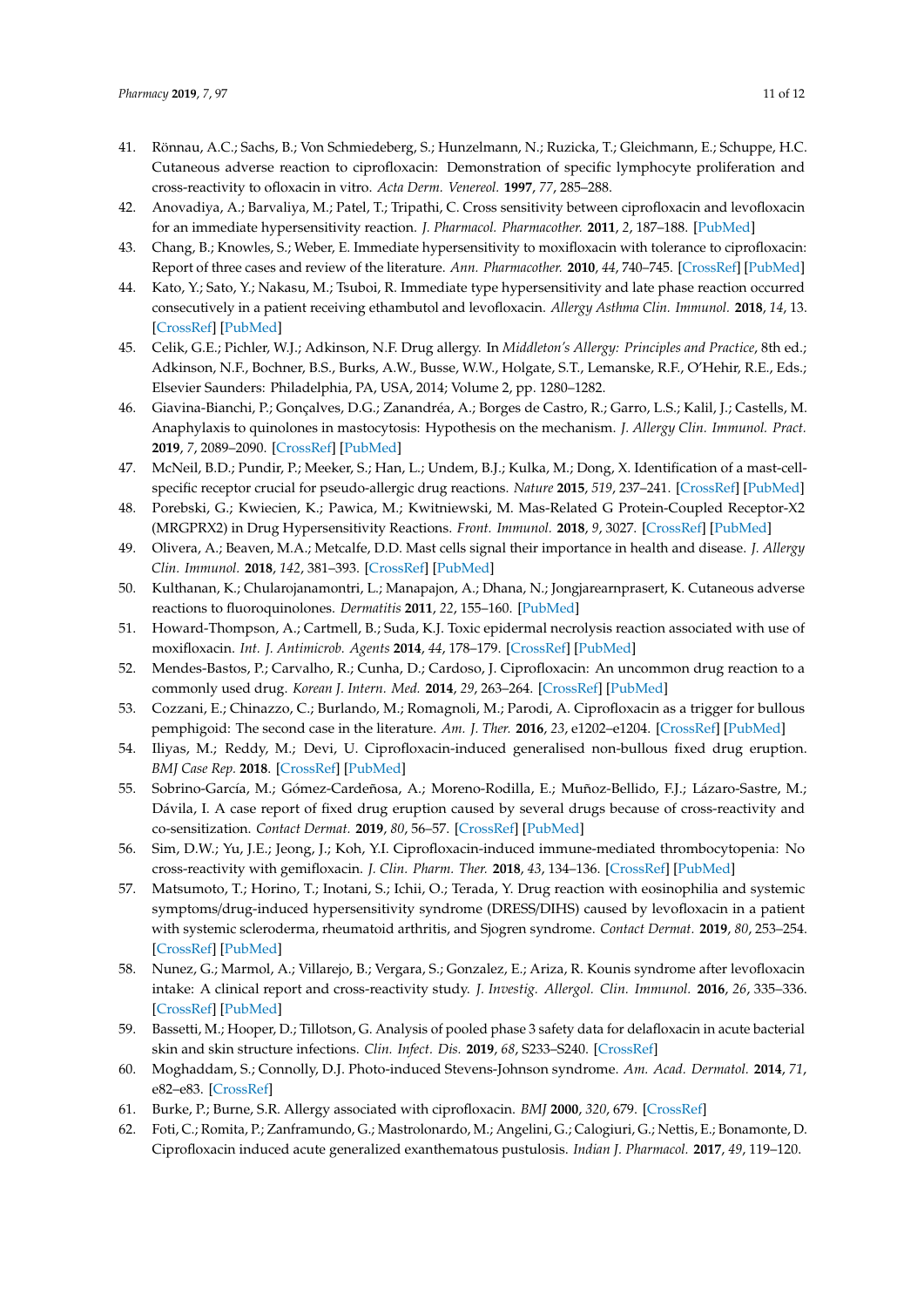41. Rönnau, A.C.; Sachs, B.; Von Schmiedeberg, S.; Hunzelmann, N.; Ruzicka, T.; Gleichmann, E.; Schuppe, H.C. Cutaneous adverse reaction to ciprofloxacin: Demonstration of specific lymphocyte proliferation and cross-reactivity to ofloxacin in vitro. *Acta Derm. Venereol.* **1997**, *77*, 285–288.
42. Anovadiya, A.; Barvaliya, M.; Patel, T.; Tripathi, C. Cross sensitivity between ciprofloxacin and levofloxacin for an immediate hypersensitivity reaction. *J. Pharmacol. Pharmacother.* **2011**, *2*, 187–188. [PubMed]
43. Chang, B.; Knowles, S.; Weber, E. Immediate hypersensitivity to moxifloxacin with tolerance to ciprofloxacin: Report of three cases and review of the literature. *Ann. Pharmacother.* **2010**, *44*, 740–745. [CrossRef] [PubMed]
44. Kato, Y.; Sato, Y.; Nakasu, M.; Tsuboi, R. Immediate type hypersensitivity and late phase reaction occurred consecutively in a patient receiving ethambutol and levofloxacin. *Allergy Asthma Clin. Immunol.* **2018**, *14*, 13. [CrossRef] [PubMed]
45. Celik, G.E.; Pichler, W.J.; Adkinson, N.F. Drug allergy. In *Middleton's Allergy: Principles and Practice*, 8th ed.; Adkinson, N.F., Bochner, B.S., Burks, A.W., Busse, W.W., Holgate, S.T., Lemanske, R.F., O'Hehir, R.E., Eds.; Elsevier Saunders: Philadelphia, PA, USA, 2014; Volume 2, pp. 1280–1282.
46. Giavina-Bianchi, P.; Gonçalves, D.G.; Zanandréa, A.; Borges de Castro, R.; Garro, L.S.; Kalil, J.; Castells, M. Anaphylaxis to quinolones in mastocytosis: Hypothesis on the mechanism. *J. Allergy Clin. Immunol. Pract.* **2019**, *7*, 2089–2090. [CrossRef] [PubMed]
47. McNeil, B.D.; Pundir, P.; Meeker, S.; Han, L.; Undem, B.J.; Kulka, M.; Dong, X. Identification of a mast-cell-specific receptor crucial for pseudo-allergic drug reactions. *Nature* **2015**, *519*, 237–241. [CrossRef] [PubMed]
48. Porebski, G.; Kwiecien, K.; Pawica, M.; Kwitniewski, M. Mas-Related G Protein-Coupled Receptor-X2 (MRGPRX2) in Drug Hypersensitivity Reactions. *Front. Immunol.* **2018**, *9*, 3027. [CrossRef] [PubMed]
49. Olivera, A.; Beaven, M.A.; Metcalfe, D.D. Mast cells signal their importance in health and disease. *J. Allergy Clin. Immunol.* **2018**, *142*, 381–393. [CrossRef] [PubMed]
50. Kulthanan, K.; Chularojanamontri, L.; Manapajon, A.; Dhana, N.; Jongjarearnprasert, K. Cutaneous adverse reactions to fluoroquinolones. *Dermatitis* **2011**, *22*, 155–160. [PubMed]
51. Howard-Thompson, A.; Cartmell, B.; Suda, K.J. Toxic epidermal necrolysis reaction associated with use of moxifloxacin. *Int. J. Antimicrob. Agents* **2014**, *44*, 178–179. [CrossRef] [PubMed]
52. Mendes-Bastos, P.; Carvalho, R.; Cunha, D.; Cardoso, J. Ciprofloxacin: An uncommon drug reaction to a commonly used drug. *Korean J. Intern. Med.* **2014**, *29*, 263–264. [CrossRef] [PubMed]
53. Cozzani, E.; Chinazzo, C.; Burlando, M.; Romagnoli, M.; Parodi, A. Ciprofloxacin as a trigger for bullous pemphigoid: The second case in the literature. *Am. J. Ther.* **2016**, *23*, e1202–e1204. [CrossRef] [PubMed]
54. Iliyas, M.; Reddy, M.; Devi, U. Ciprofloxacin-induced generalised non-bullous fixed drug eruption. *BMJ Case Rep.* **2018**. [CrossRef] [PubMed]
55. Sobrino-García, M.; Gómez-Cardeñosa, A.; Moreno-Rodilla, E.; Muñoz-Bellido, F.J.; Lázaro-Sastre, M.; Dávila, I. A case report of fixed drug eruption caused by several drugs because of cross-reactivity and co-sensitization. *Contact Dermat.* **2019**, *80*, 56–57. [CrossRef] [PubMed]
56. Sim, D.W.; Yu, J.E.; Jeong, J.; Koh, Y.I. Ciprofloxacin-induced immune-mediated thrombocytopenia: No cross-reactivity with gemifloxacin. *J. Clin. Pharm. Ther.* **2018**, *43*, 134–136. [CrossRef] [PubMed]
57. Matsumoto, T.; Horino, T.; Inotani, S.; Ichii, O.; Terada, Y. Drug reaction with eosinophilia and systemic symptoms/drug-induced hypersensitivity syndrome (DRESS/DIHS) caused by levofloxacin in a patient with systemic scleroderma, rheumatoid arthritis, and Sjogren syndrome. *Contact Dermat.* **2019**, *80*, 253–254. [CrossRef] [PubMed]
58. Nunez, G.; Marmol, A.; Villarejo, B.; Vergara, S.; Gonzalez, E.; Ariza, R. Kounis syndrome after levofloxacin intake: A clinical report and cross-reactivity study. *J. Investig. Allergol. Clin. Immunol.* **2016**, *26*, 335–336. [CrossRef] [PubMed]
59. Bassetti, M.; Hooper, D.; Tillotson, G. Analysis of pooled phase 3 safety data for delafloxacin in acute bacterial skin and skin structure infections. *Clin. Infect. Dis.* **2019**, *68*, S233–S240. [CrossRef]
60. Moghaddam, S.; Connolly, D.J. Photo-induced Stevens-Johnson syndrome. *Am. Acad. Dermatol.* **2014**, *71*, e82–e83. [CrossRef]
61. Burke, P.; Burne, S.R. Allergy associated with ciprofloxacin. *BMJ* **2000**, *320*, 679. [CrossRef]
62. Foti, C.; Romita, P.; Zanframundo, G.; Mastrolonardo, M.; Angelini, G.; Calogiuri, G.; Nettis, E.; Bonamonte, D. Ciprofloxacin induced acute generalized exanthematous pustulosis. *Indian J. Pharmacol.* **2017**, *49*, 119–120.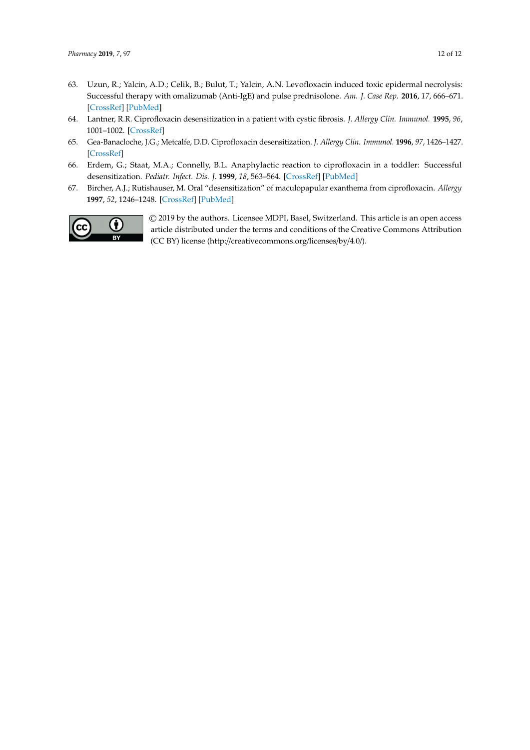63. Uzun, R.; Yalcin, A.D.; Celik, B.; Bulut, T.; Yalcin, A.N. Levofloxacin induced toxic epidermal necrolysis: Successful therapy with omalizumab (Anti-IgE) and pulse prednisolone. *Am. J. Case Rep.* **2016**, *17*, 666–671. [CrossRef] [PubMed]
64. Lantner, R.R. Ciprofloxacin desensitization in a patient with cystic fibrosis. *J. Allergy Clin. Immunol.* **1995**, *96*, 1001–1002. [CrossRef]
65. Gea-Banacloche, J.G.; Metcalfe, D.D. Ciprofloxacin desensitization. *J. Allergy Clin. Immunol.* **1996**, *97*, 1426–1427. [CrossRef]
66. Erdem, G.; Staat, M.A.; Connelly, B.L. Anaphylactic reaction to ciprofloxacin in a toddler: Successful desensitization. *Pediatr. Infect. Dis. J.* **1999**, *18*, 563–564. [CrossRef] [PubMed]
67. Bircher, A.J.; Rutishauser, M. Oral "desensitization" of maculopapular exanthema from ciprofloxacin. *Allergy* **1997**, *52*, 1246–1248. [CrossRef] [PubMed]

© 2019 by the authors. Licensee MDPI, Basel, Switzerland. This article is an open access article distributed under the terms and conditions of the Creative Commons Attribution (CC BY) license (http://creativecommons.org/licenses/by/4.0/).